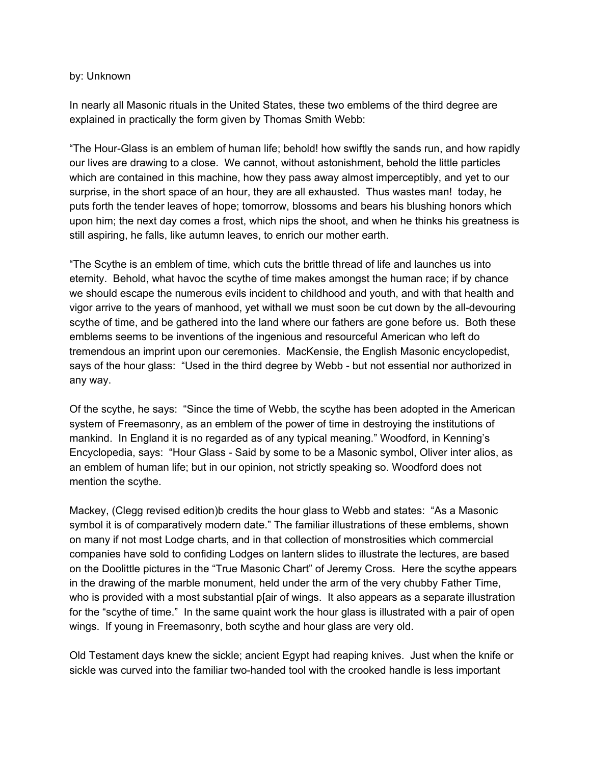by: Unknown

In nearly all Masonic rituals in the United States, these two emblems of the third degree are explained in practically the form given by Thomas Smith Webb:

"The Hour-Glass is an emblem of human life; behold! how swiftly the sands run, and how rapidly our lives are drawing to a close. We cannot, without astonishment, behold the little particles which are contained in this machine, how they pass away almost imperceptibly, and yet to our surprise, in the short space of an hour, they are all exhausted. Thus wastes man! today, he puts forth the tender leaves of hope; tomorrow, blossoms and bears his blushing honors which upon him; the next day comes a frost, which nips the shoot, and when he thinks his greatness is still aspiring, he falls, like autumn leaves, to enrich our mother earth.

"The Scythe is an emblem of time, which cuts the brittle thread of life and launches us into eternity. Behold, what havoc the scythe of time makes amongst the human race; if by chance we should escape the numerous evils incident to childhood and youth, and with that health and vigor arrive to the years of manhood, yet withall we must soon be cut down by the all-devouring scythe of time, and be gathered into the land where our fathers are gone before us. Both these emblems seems to be inventions of the ingenious and resourceful American who left do tremendous an imprint upon our ceremonies. MacKensie, the English Masonic encyclopedist, says of the hour glass: "Used in the third degree by Webb - but not essential nor authorized in any way.

Of the scythe, he says: "Since the time of Webb, the scythe has been adopted in the American system of Freemasonry, as an emblem of the power of time in destroying the institutions of mankind. In England it is no regarded as of any typical meaning." Woodford, in Kenning's Encyclopedia, says: "Hour Glass - Said by some to be a Masonic symbol, Oliver inter alios, as an emblem of human life; but in our opinion, not strictly speaking so. Woodford does not mention the scythe.

Mackey, (Clegg revised edition)b credits the hour glass to Webb and states: "As a Masonic symbol it is of comparatively modern date." The familiar illustrations of these emblems, shown on many if not most Lodge charts, and in that collection of monstrosities which commercial companies have sold to confiding Lodges on lantern slides to illustrate the lectures, are based on the Doolittle pictures in the "True Masonic Chart" of Jeremy Cross. Here the scythe appears in the drawing of the marble monument, held under the arm of the very chubby Father Time, who is provided with a most substantial p[air of wings. It also appears as a separate illustration for the "scythe of time." In the same quaint work the hour glass is illustrated with a pair of open wings. If young in Freemasonry, both scythe and hour glass are very old.

Old Testament days knew the sickle; ancient Egypt had reaping knives. Just when the knife or sickle was curved into the familiar two-handed tool with the crooked handle is less important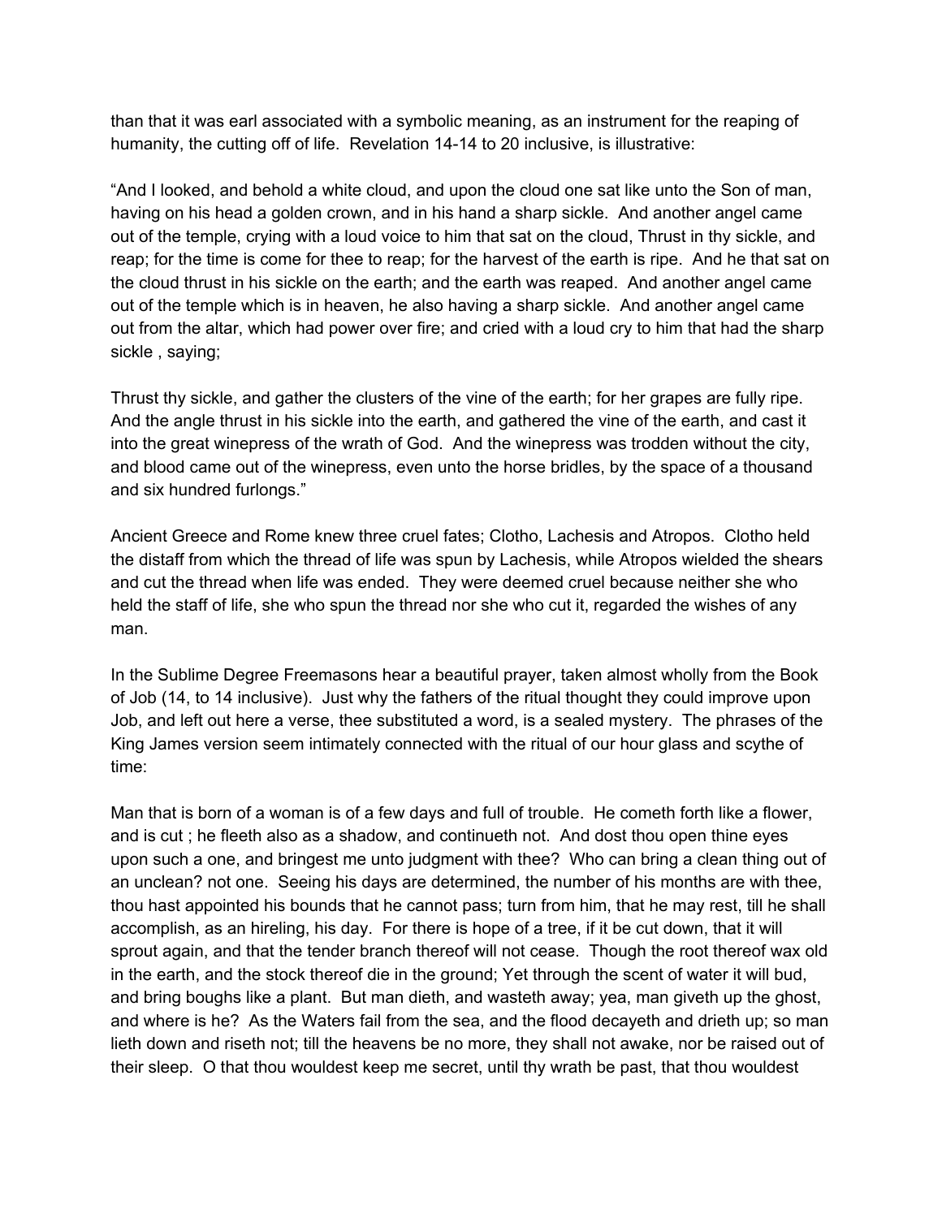than that it was earl associated with a symbolic meaning, as an instrument for the reaping of humanity, the cutting off of life. Revelation 14-14 to 20 inclusive, is illustrative:

"And I looked, and behold a white cloud, and upon the cloud one sat like unto the Son of man, having on his head a golden crown, and in his hand a sharp sickle. And another angel came out of the temple, crying with a loud voice to him that sat on the cloud, Thrust in thy sickle, and reap; for the time is come for thee to reap; for the harvest of the earth is ripe. And he that sat on the cloud thrust in his sickle on the earth; and the earth was reaped. And another angel came out of the temple which is in heaven, he also having a sharp sickle. And another angel came out from the altar, which had power over fire; and cried with a loud cry to him that had the sharp sickle , saying;

Thrust thy sickle, and gather the clusters of the vine of the earth; for her grapes are fully ripe. And the angle thrust in his sickle into the earth, and gathered the vine of the earth, and cast it into the great winepress of the wrath of God. And the winepress was trodden without the city, and blood came out of the winepress, even unto the horse bridles, by the space of a thousand and six hundred furlongs."

Ancient Greece and Rome knew three cruel fates; Clotho, Lachesis and Atropos. Clotho held the distaff from which the thread of life was spun by Lachesis, while Atropos wielded the shears and cut the thread when life was ended. They were deemed cruel because neither she who held the staff of life, she who spun the thread nor she who cut it, regarded the wishes of any man.

In the Sublime Degree Freemasons hear a beautiful prayer, taken almost wholly from the Book of Job (14, to 14 inclusive). Just why the fathers of the ritual thought they could improve upon Job, and left out here a verse, thee substituted a word, is a sealed mystery. The phrases of the King James version seem intimately connected with the ritual of our hour glass and scythe of time:

Man that is born of a woman is of a few days and full of trouble. He cometh forth like a flower, and is cut ; he fleeth also as a shadow, and continueth not. And dost thou open thine eyes upon such a one, and bringest me unto judgment with thee? Who can bring a clean thing out of an unclean? not one. Seeing his days are determined, the number of his months are with thee, thou hast appointed his bounds that he cannot pass; turn from him, that he may rest, till he shall accomplish, as an hireling, his day. For there is hope of a tree, if it be cut down, that it will sprout again, and that the tender branch thereof will not cease. Though the root thereof wax old in the earth, and the stock thereof die in the ground; Yet through the scent of water it will bud, and bring boughs like a plant. But man dieth, and wasteth away; yea, man giveth up the ghost, and where is he? As the Waters fail from the sea, and the flood decayeth and drieth up; so man lieth down and riseth not; till the heavens be no more, they shall not awake, nor be raised out of their sleep. O that thou wouldest keep me secret, until thy wrath be past, that thou wouldest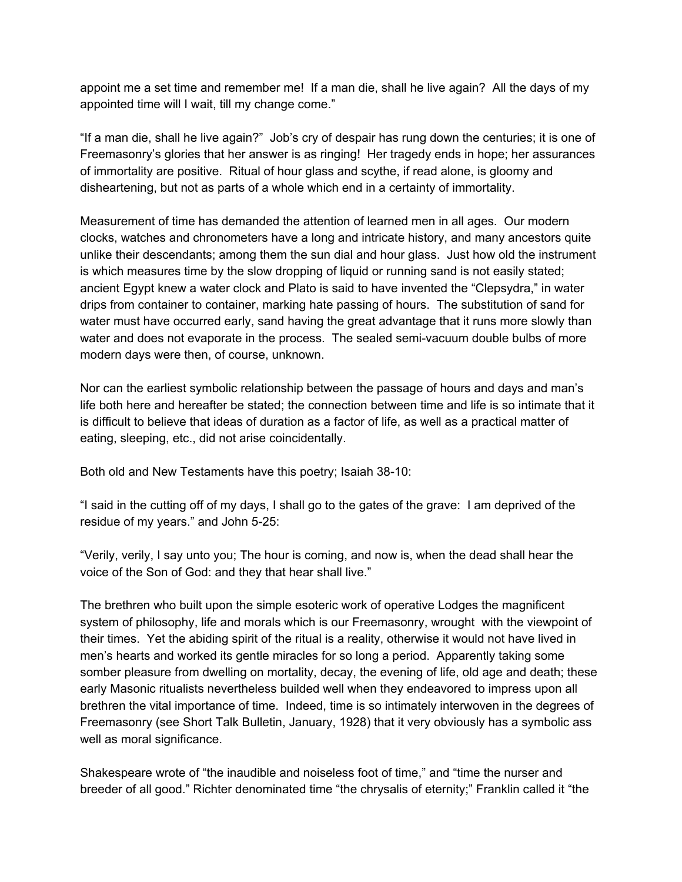appoint me a set time and remember me! If a man die, shall he live again? All the days of my appointed time will I wait, till my change come."

"If a man die, shall he live again?" Job's cry of despair has rung down the centuries; it is one of Freemasonry's glories that her answer is as ringing! Her tragedy ends in hope; her assurances of immortality are positive. Ritual of hour glass and scythe, if read alone, is gloomy and disheartening, but not as parts of a whole which end in a certainty of immortality.

Measurement of time has demanded the attention of learned men in all ages. Our modern clocks, watches and chronometers have a long and intricate history, and many ancestors quite unlike their descendants; among them the sun dial and hour glass. Just how old the instrument is which measures time by the slow dropping of liquid or running sand is not easily stated; ancient Egypt knew a water clock and Plato is said to have invented the "Clepsydra," in water drips from container to container, marking hate passing of hours. The substitution of sand for water must have occurred early, sand having the great advantage that it runs more slowly than water and does not evaporate in the process. The sealed semi-vacuum double bulbs of more modern days were then, of course, unknown.

Nor can the earliest symbolic relationship between the passage of hours and days and man's life both here and hereafter be stated; the connection between time and life is so intimate that it is difficult to believe that ideas of duration as a factor of life, as well as a practical matter of eating, sleeping, etc., did not arise coincidentally.

Both old and New Testaments have this poetry; Isaiah 38-10:

"I said in the cutting off of my days, I shall go to the gates of the grave: I am deprived of the residue of my years." and John 5-25:

"Verily, verily, I say unto you; The hour is coming, and now is, when the dead shall hear the voice of the Son of God: and they that hear shall live."

The brethren who built upon the simple esoteric work of operative Lodges the magnificent system of philosophy, life and morals which is our Freemasonry, wrought with the viewpoint of their times. Yet the abiding spirit of the ritual is a reality, otherwise it would not have lived in men's hearts and worked its gentle miracles for so long a period. Apparently taking some somber pleasure from dwelling on mortality, decay, the evening of life, old age and death; these early Masonic ritualists nevertheless builded well when they endeavored to impress upon all brethren the vital importance of time. Indeed, time is so intimately interwoven in the degrees of Freemasonry (see Short Talk Bulletin, January, 1928) that it very obviously has a symbolic ass well as moral significance.

Shakespeare wrote of "the inaudible and noiseless foot of time," and "time the nurser and breeder of all good." Richter denominated time "the chrysalis of eternity;" Franklin called it "the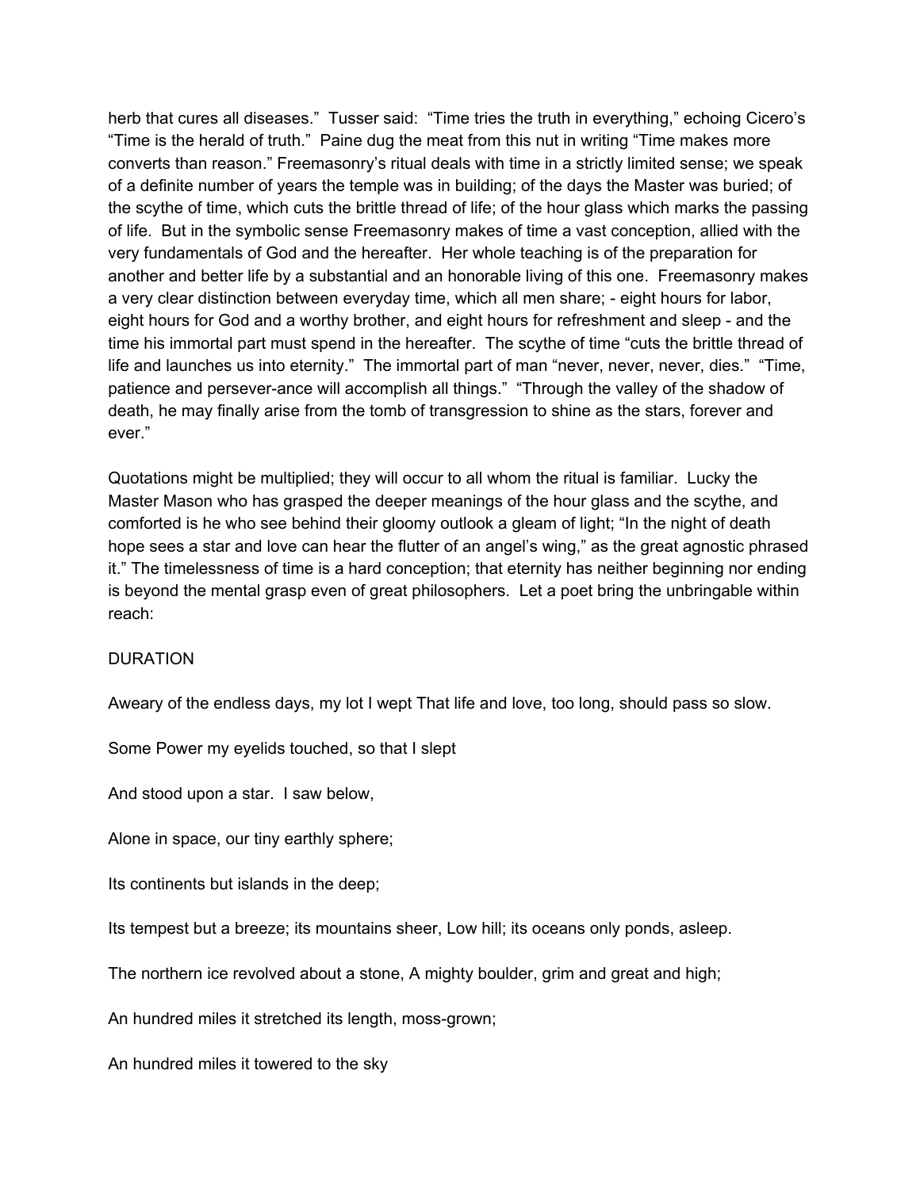herb that cures all diseases." Tusser said: "Time tries the truth in everything," echoing Cicero's "Time is the herald of truth." Paine dug the meat from this nut in writing "Time makes more converts than reason." Freemasonry's ritual deals with time in a strictly limited sense; we speak of a definite number of years the temple was in building; of the days the Master was buried; of the scythe of time, which cuts the brittle thread of life; of the hour glass which marks the passing of life. But in the symbolic sense Freemasonry makes of time a vast conception, allied with the very fundamentals of God and the hereafter. Her whole teaching is of the preparation for another and better life by a substantial and an honorable living of this one. Freemasonry makes a very clear distinction between everyday time, which all men share; - eight hours for labor, eight hours for God and a worthy brother, and eight hours for refreshment and sleep - and the time his immortal part must spend in the hereafter. The scythe of time "cuts the brittle thread of life and launches us into eternity." The immortal part of man "never, never, never, dies." "Time, patience and persever-ance will accomplish all things." "Through the valley of the shadow of death, he may finally arise from the tomb of transgression to shine as the stars, forever and ever."

Quotations might be multiplied; they will occur to all whom the ritual is familiar. Lucky the Master Mason who has grasped the deeper meanings of the hour glass and the scythe, and comforted is he who see behind their gloomy outlook a gleam of light; "In the night of death hope sees a star and love can hear the flutter of an angel's wing," as the great agnostic phrased it." The timelessness of time is a hard conception; that eternity has neither beginning nor ending is beyond the mental grasp even of great philosophers. Let a poet bring the unbringable within reach:

DURATION

Aweary of the endless days, my lot I wept That life and love, too long, should pass so slow.

Some Power my eyelids touched, so that I slept

And stood upon a star. I saw below,

Alone in space, our tiny earthly sphere;

Its continents but islands in the deep;

Its tempest but a breeze; its mountains sheer, Low hill; its oceans only ponds, asleep.

The northern ice revolved about a stone, A mighty boulder, grim and great and high;

An hundred miles it stretched its length, moss-grown;

An hundred miles it towered to the sky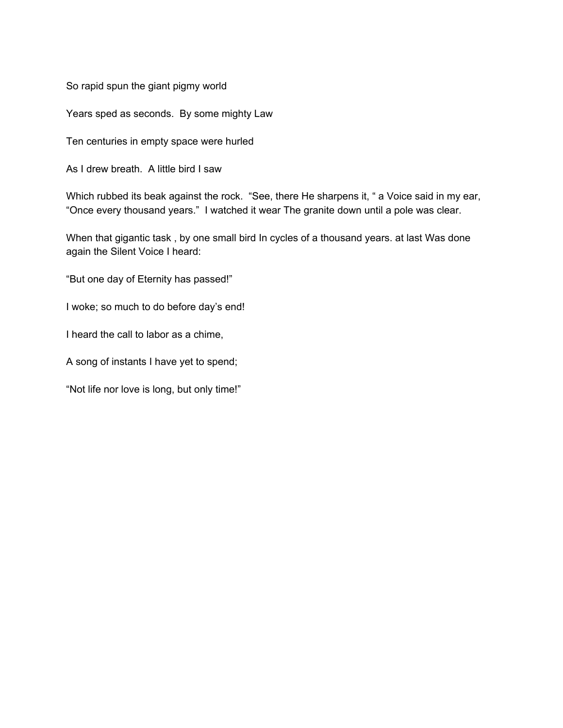So rapid spun the giant pigmy world

Years sped as seconds.  By some mighty Law

Ten centuries in empty space were hurled

As I drew breath.  A little bird I saw

Which rubbed its beak against the rock.  "See, there He sharpens it, " a Voice said in my ear, "Once every thousand years."  I watched it wear The granite down until a pole was clear.

When that gigantic task , by one small bird In cycles of a thousand years. at last Was done again the Silent Voice I heard:

"But one day of Eternity has passed!"

I woke; so much to do before day's end!

I heard the call to labor as a chime,

A song of instants I have yet to spend;

"Not life nor love is long, but only time!"